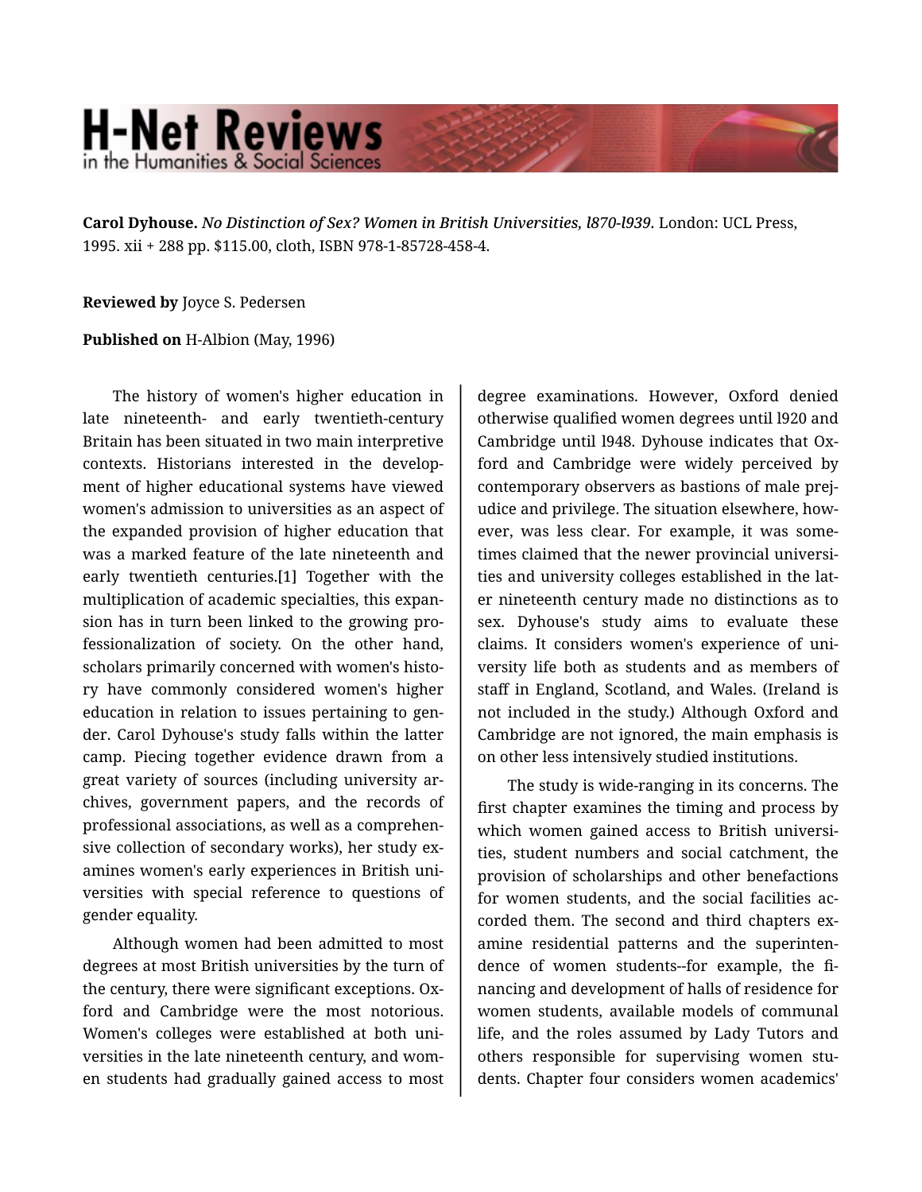# H-Net Reviews

in the Humanities & Social Sciences

**Carol Dyhouse.** *No Distinction of Sex? Women in British Universities, l870-l939.* London: UCL Press, 1995. xii + 288 pp. $115.00, cloth, ISBN 978-1-85728-458-4.

**Reviewed by** Joyce S. Pedersen

**Published on** H-Albion (May, 1996)

The history of women's higher education in late nineteenth- and early twentieth-century Britain has been situated in two main interpretive contexts. Historians interested in the development of higher educational systems have viewed women's admission to universities as an aspect of the expanded provision of higher education that was a marked feature of the late nineteenth and early twentieth centuries.[1] Together with the multiplication of academic specialties, this expansion has in turn been linked to the growing professionalization of society. On the other hand, scholars primarily concerned with women's history have commonly considered women's higher education in relation to issues pertaining to gender. Carol Dyhouse's study falls within the latter camp. Piecing together evidence drawn from a great variety of sources (including university archives, government papers, and the records of professional associations, as well as a comprehensive collection of secondary works), her study examines women's early experiences in British universities with special reference to questions of gender equality.

Although women had been admitted to most degrees at most British universities by the turn of the century, there were significant exceptions. Oxford and Cambridge were the most notorious. Women's colleges were established at both universities in the late nineteenth century, and women students had gradually gained access to most degree examinations. However, Oxford denied otherwise qualified women degrees until l920 and Cambridge until l948. Dyhouse indicates that Oxford and Cambridge were widely perceived by contemporary observers as bastions of male prejudice and privilege. The situation elsewhere, however, was less clear. For example, it was sometimes claimed that the newer provincial universities and university colleges established in the later nineteenth century made no distinctions as to sex. Dyhouse's study aims to evaluate these claims. It considers women's experience of university life both as students and as members of staff in England, Scotland, and Wales. (Ireland is not included in the study.) Although Oxford and Cambridge are not ignored, the main emphasis is on other less intensively studied institutions.

The study is wide-ranging in its concerns. The first chapter examines the timing and process by which women gained access to British universities, student numbers and social catchment, the provision of scholarships and other benefactions for women students, and the social facilities accorded them. The second and third chapters examine residential patterns and the superintendence of women students--for example, the financing and development of halls of residence for women students, available models of communal life, and the roles assumed by Lady Tutors and others responsible for supervising women students. Chapter four considers women academics'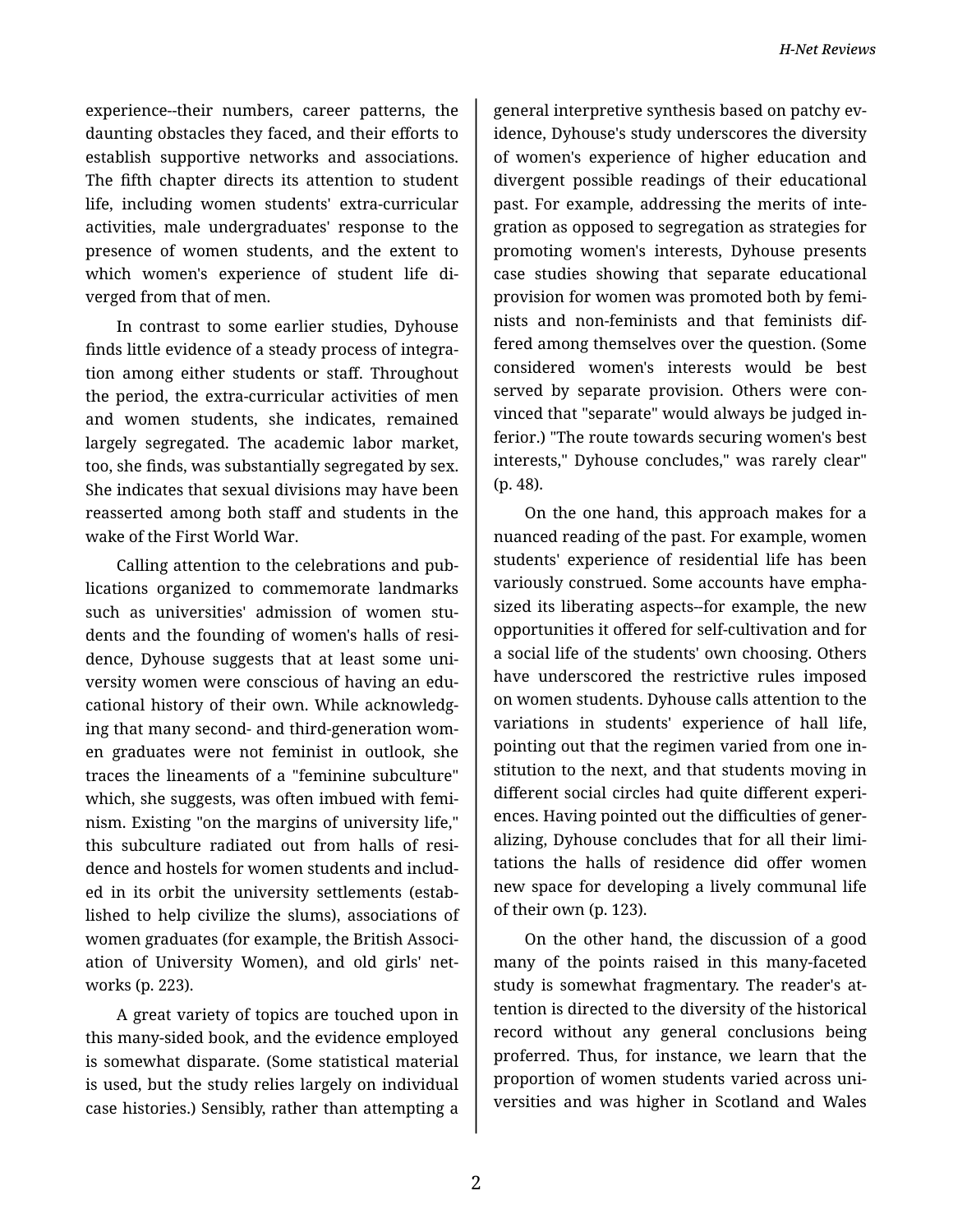experience--their numbers, career patterns, the daunting obstacles they faced, and their efforts to establish supportive networks and associations. The fifth chapter directs its attention to student life, including women students' extra-curricular activities, male undergraduates' response to the presence of women students, and the extent to which women's experience of student life diverged from that of men.

In contrast to some earlier studies, Dyhouse finds little evidence of a steady process of integration among either students or staff. Throughout the period, the extra-curricular activities of men and women students, she indicates, remained largely segregated. The academic labor market, too, she finds, was substantially segregated by sex. She indicates that sexual divisions may have been reasserted among both staff and students in the wake of the First World War.

Calling attention to the celebrations and publications organized to commemorate landmarks such as universities' admission of women students and the founding of women's halls of residence, Dyhouse suggests that at least some university women were conscious of having an educational history of their own. While acknowledging that many second- and third-generation women graduates were not feminist in outlook, she traces the lineaments of a "feminine subculture" which, she suggests, was often imbued with feminism. Existing "on the margins of university life," this subculture radiated out from halls of residence and hostels for women students and included in its orbit the university settlements (established to help civilize the slums), associations of women graduates (for example, the British Association of University Women), and old girls' networks (p. 223).

A great variety of topics are touched upon in this many-sided book, and the evidence employed is somewhat disparate. (Some statistical material is used, but the study relies largely on individual case histories.) Sensibly, rather than attempting a general interpretive synthesis based on patchy evidence, Dyhouse's study underscores the diversity of women's experience of higher education and divergent possible readings of their educational past. For example, addressing the merits of integration as opposed to segregation as strategies for promoting women's interests, Dyhouse presents case studies showing that separate educational provision for women was promoted both by feminists and non-feminists and that feminists differed among themselves over the question. (Some considered women's interests would be best served by separate provision. Others were convinced that "separate" would always be judged inferior.) "The route towards securing women's best interests," Dyhouse concludes," was rarely clear" (p. 48).

On the one hand, this approach makes for a nuanced reading of the past. For example, women students' experience of residential life has been variously construed. Some accounts have emphasized its liberating aspects--for example, the new opportunities it offered for self-cultivation and for a social life of the students' own choosing. Others have underscored the restrictive rules imposed on women students. Dyhouse calls attention to the variations in students' experience of hall life, pointing out that the regimen varied from one institution to the next, and that students moving in different social circles had quite different experiences. Having pointed out the difficulties of generalizing, Dyhouse concludes that for all their limitations the halls of residence did offer women new space for developing a lively communal life of their own (p. 123).

On the other hand, the discussion of a good many of the points raised in this many-faceted study is somewhat fragmentary. The reader's attention is directed to the diversity of the historical record without any general conclusions being proferred. Thus, for instance, we learn that the proportion of women students varied across universities and was higher in Scotland and Wales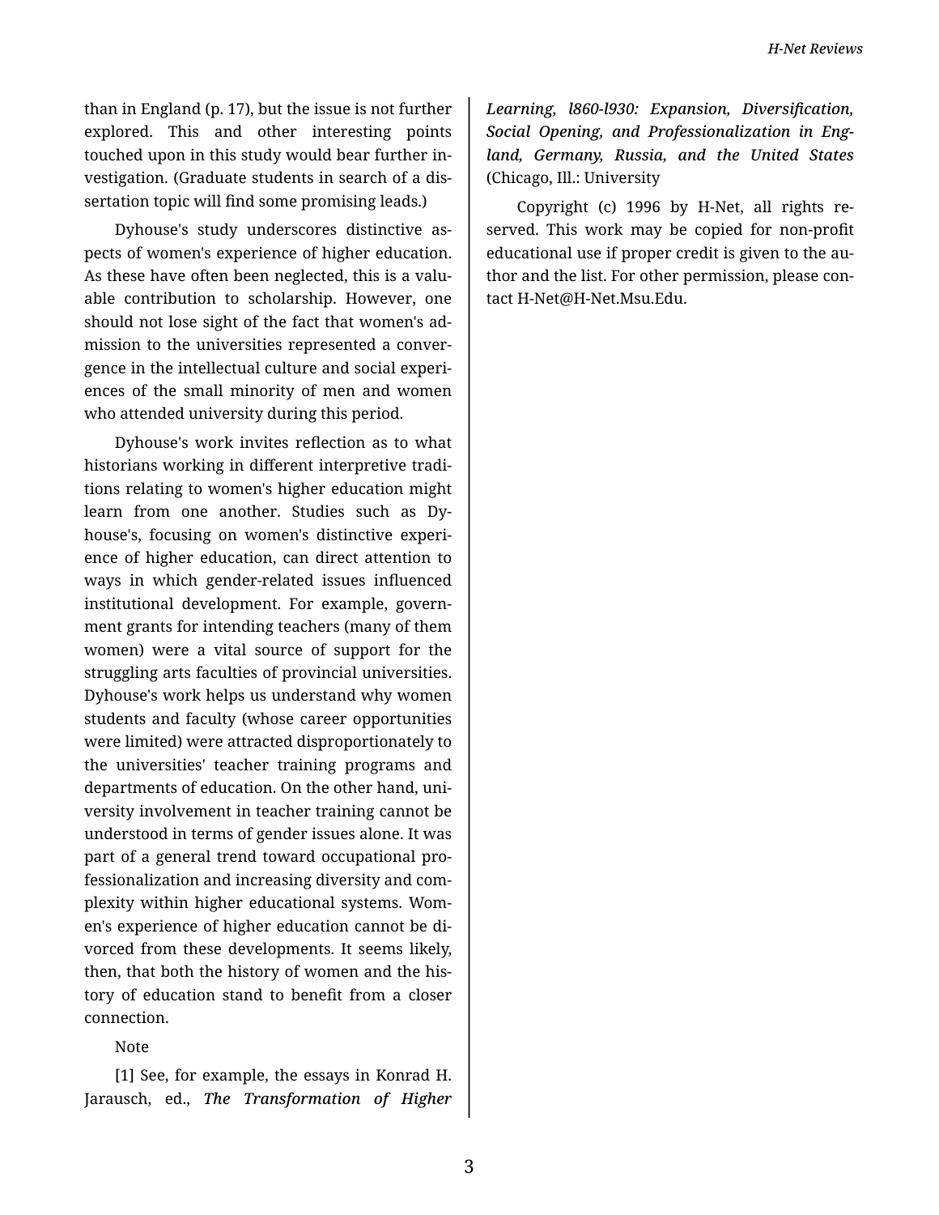than in England (p. 17), but the issue is not further explored. This and other interesting points touched upon in this study would bear further investigation. (Graduate students in search of a dissertation topic will find some promising leads.)

Dyhouse's study underscores distinctive aspects of women's experience of higher education. As these have often been neglected, this is a valuable contribution to scholarship. However, one should not lose sight of the fact that women's admission to the universities represented a convergence in the intellectual culture and social experiences of the small minority of men and women who attended university during this period.

Dyhouse's work invites reflection as to what historians working in different interpretive traditions relating to women's higher education might learn from one another. Studies such as Dyhouse's, focusing on women's distinctive experience of higher education, can direct attention to ways in which gender-related issues influenced institutional development. For example, government grants for intending teachers (many of them women) were a vital source of support for the struggling arts faculties of provincial universities. Dyhouse's work helps us understand why women students and faculty (whose career opportunities were limited) were attracted disproportionately to the universities' teacher training programs and departments of education. On the other hand, university involvement in teacher training cannot be understood in terms of gender issues alone. It was part of a general trend toward occupational professionalization and increasing diversity and complexity within higher educational systems. Women's experience of higher education cannot be divorced from these developments. It seems likely, then, that both the history of women and the history of education stand to benefit from a closer connection.

Note

[1] See, for example, the essays in Konrad H. Jarausch, ed., ***The Transformation of Higher Learning, l860-l930: Expansion, Diversification, Social Opening, and Professionalization in England, Germany, Russia, and the United States*** (Chicago, Ill.: University

Copyright (c) 1996 by H-Net, all rights reserved. This work may be copied for non-profit educational use if proper credit is given to the author and the list. For other permission, please contact H-Net@H-Net.Msu.Edu.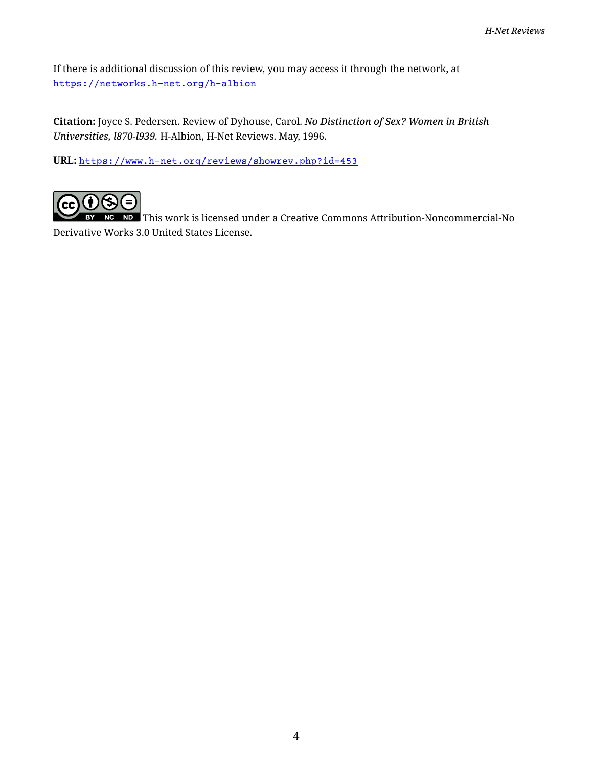If there is additional discussion of this review, you may access it through the network, at https://networks.h-net.org/h-albion

**Citation:** Joyce S. Pedersen. Review of Dyhouse, Carol. *No Distinction of Sex? Women in British Universities, l870-l939.* H-Albion, H-Net Reviews. May, 1996.

**URL:** https://www.h-net.org/reviews/showrev.php?id=453

This work is licensed under a Creative Commons Attribution-Noncommercial-No Derivative Works 3.0 United States License.